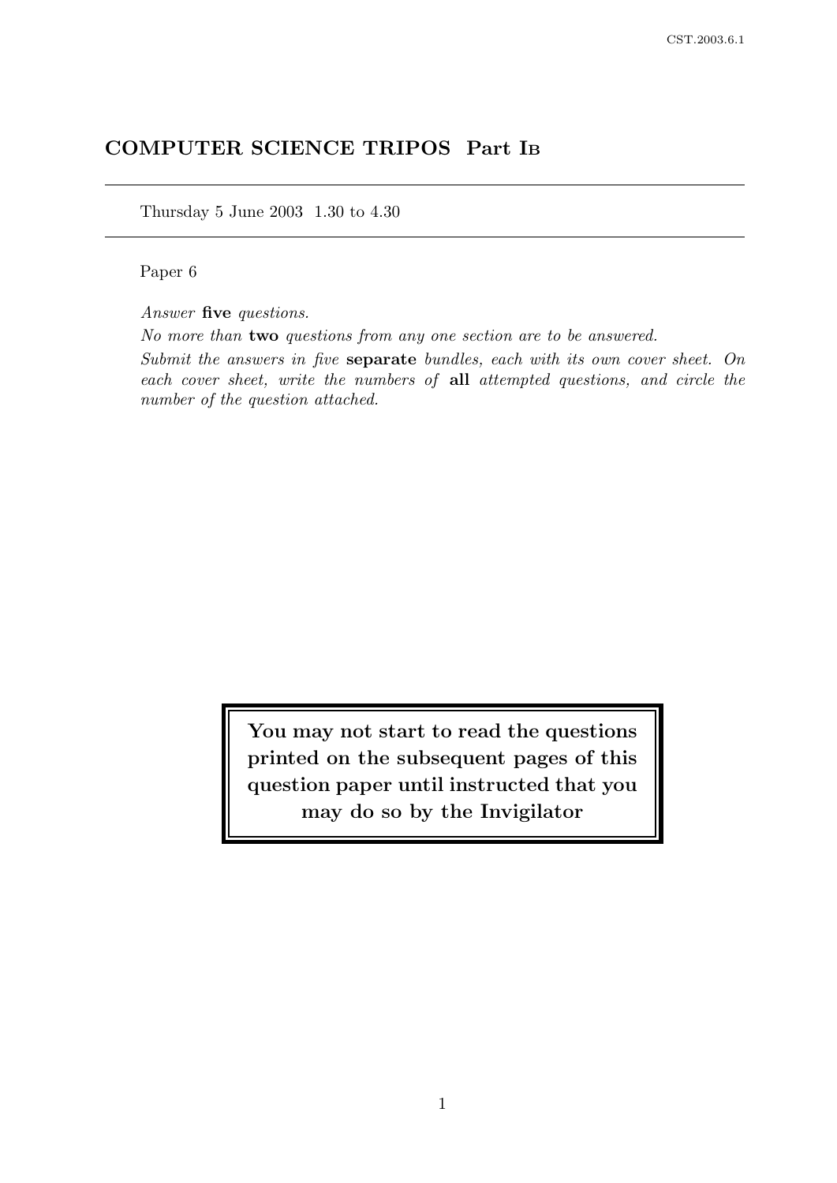# COMPUTER SCIENCE TRIPOS Part IB

Thursday 5 June 2003 1.30 to 4.30

Paper 6

*Answer* **five** *questions.*

*No more than* **two** *questions from any one section are to be answered.*

*Submit the answers in five* **separate** *bundles, each with its own cover sheet. On each cover sheet, write the numbers of* **all** *attempted questions, and circle the number of the question attached.*

**You may not start to read the questions printed on the subsequent pages of this question paper until instructed that you may do so by the Invigilator**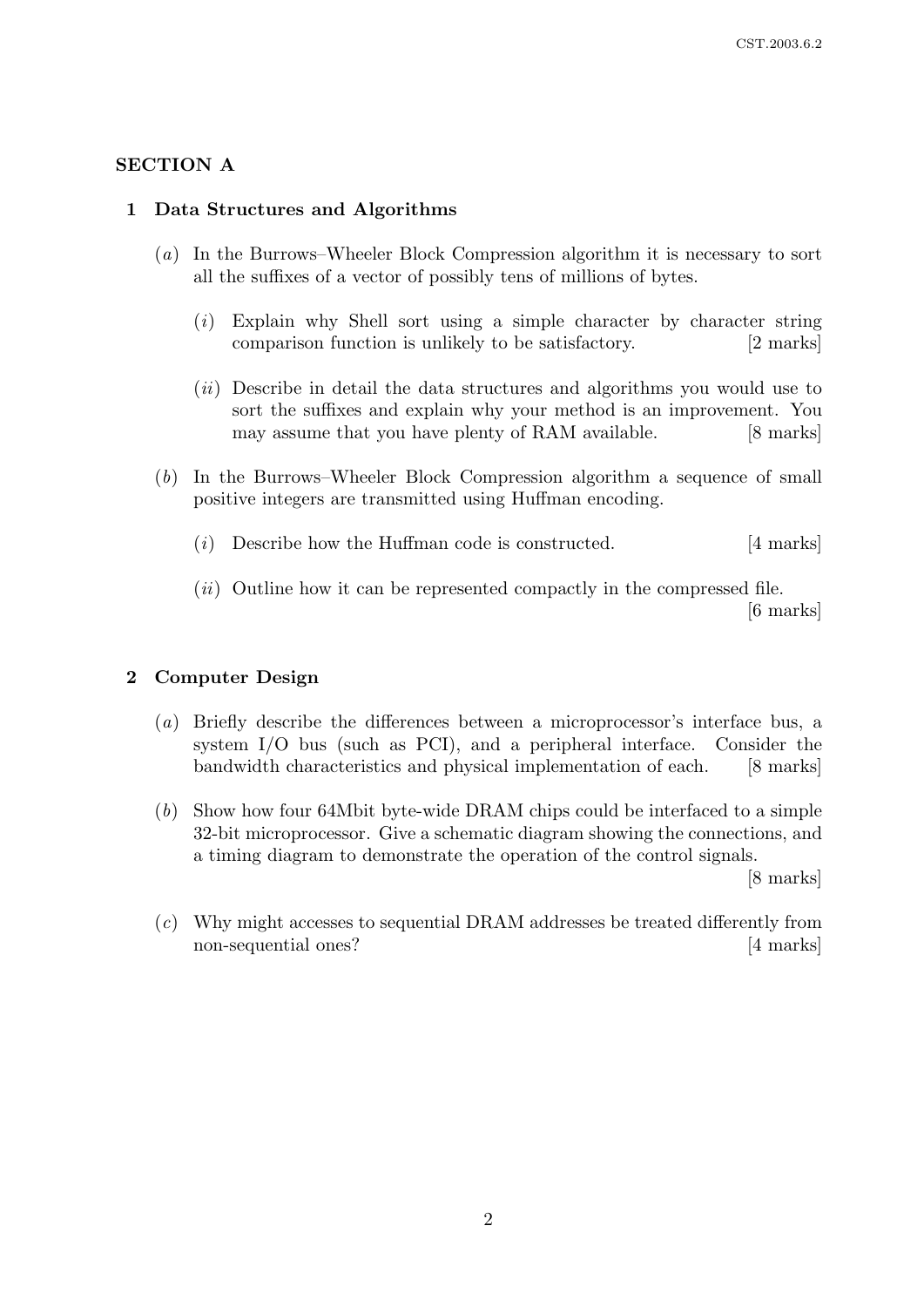## SECTION A

### 1 Data Structures and Algorithms

(*a*) In the Burrows–Wheeler Block Compression algorithm it is necessary to sort all the suffixes of a vector of possibly tens of millions of bytes.

(*i*) Explain why Shell sort using a simple character by character string comparison function is unlikely to be satisfactory. [2 marks]

(*ii*) Describe in detail the data structures and algorithms you would use to sort the suffixes and explain why your method is an improvement. You may assume that you have plenty of RAM available. [8 marks]

(*b*) In the Burrows–Wheeler Block Compression algorithm a sequence of small positive integers are transmitted using Huffman encoding.

(*i*) Describe how the Huffman code is constructed. [4 marks]

(*ii*) Outline how it can be represented compactly in the compressed file. [6 marks]

### 2 Computer Design

(*a*) Briefly describe the differences between a microprocessor's interface bus, a system I/O bus (such as PCI), and a peripheral interface. Consider the bandwidth characteristics and physical implementation of each. [8 marks]

(*b*) Show how four 64Mbit byte-wide DRAM chips could be interfaced to a simple 32-bit microprocessor. Give a schematic diagram showing the connections, and a timing diagram to demonstrate the operation of the control signals. [8 marks]

(*c*) Why might accesses to sequential DRAM addresses be treated differently from non-sequential ones? [4 marks]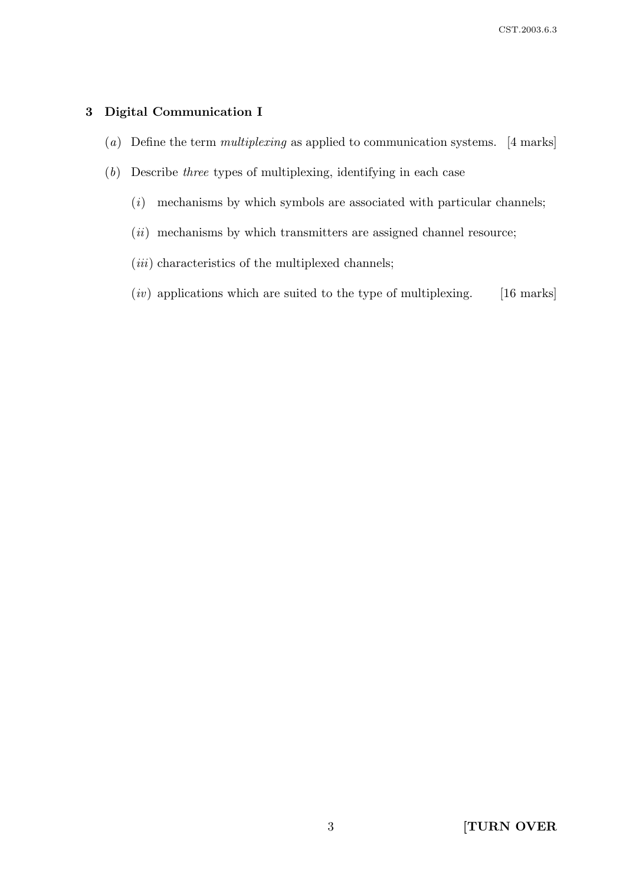## 3 Digital Communication I

(*a*) Define the term *multiplexing* as applied to communication systems. [4 marks]

(*b*) Describe *three* types of multiplexing, identifying in each case

(*i*) mechanisms by which symbols are associated with particular channels;

(*ii*) mechanisms by which transmitters are assigned channel resource;

(*iii*) characteristics of the multiplexed channels;

(*iv*) applications which are suited to the type of multiplexing. [16 marks]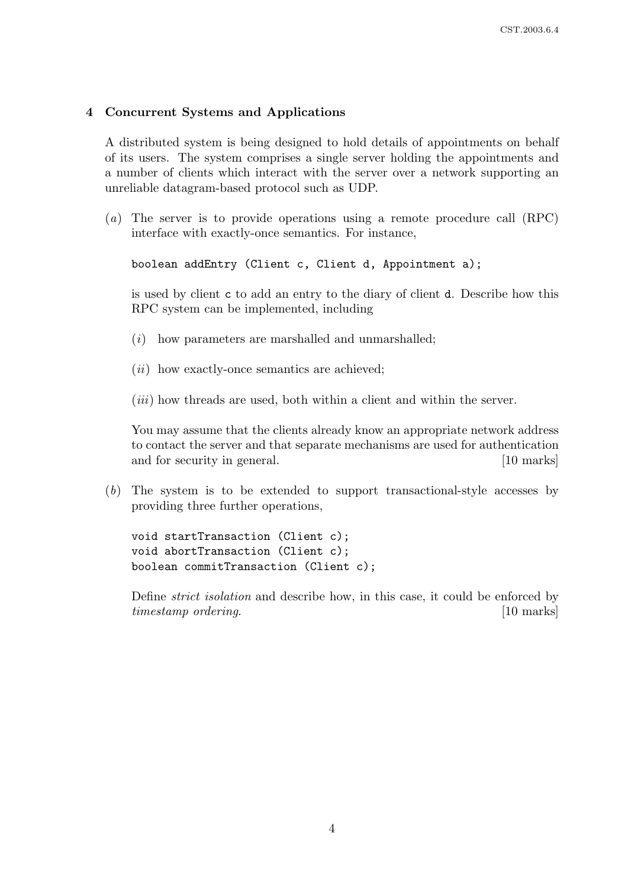## 4 Concurrent Systems and Applications

A distributed system is being designed to hold details of appointments on behalf of its users. The system comprises a single server holding the appointments and a number of clients which interact with the server over a network supporting an unreliable datagram-based protocol such as UDP.

(*a*) The server is to provide operations using a remote procedure call (RPC) interface with exactly-once semantics. For instance,

```
boolean addEntry (Client c, Client d, Appointment a);
```

is used by client `c` to add an entry to the diary of client `d`. Describe how this RPC system can be implemented, including

(*i*) how parameters are marshalled and unmarshalled;

(*ii*) how exactly-once semantics are achieved;

(*iii*) how threads are used, both within a client and within the server.

You may assume that the clients already know an appropriate network address to contact the server and that separate mechanisms are used for authentication and for security in general. [10 marks]

(*b*) The system is to be extended to support transactional-style accesses by providing three further operations,

```
void startTransaction (Client c);
void abortTransaction (Client c);
boolean commitTransaction (Client c);
```

Define *strict isolation* and describe how, in this case, it could be enforced by *timestamp ordering*. [10 marks]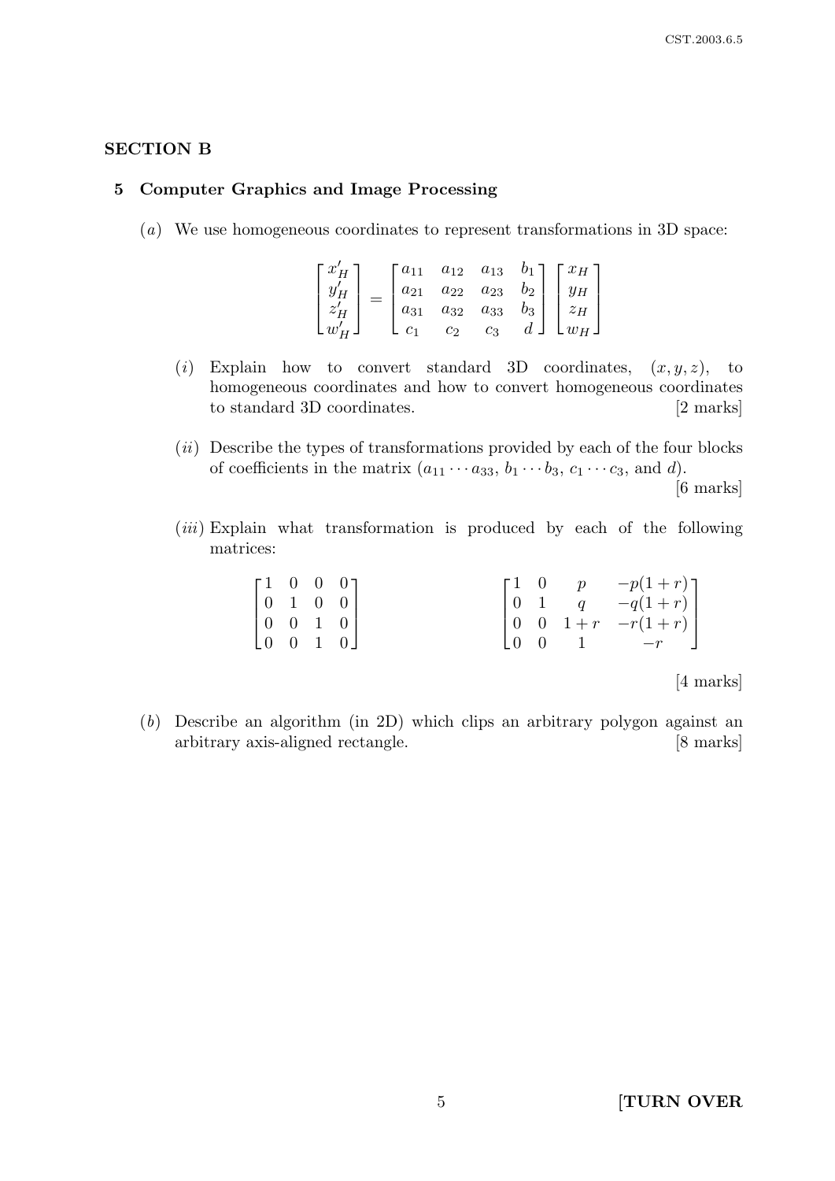## SECTION B

### 5 Computer Graphics and Image Processing

(*a*) We use homogeneous coordinates to represent transformations in 3D space:

$$\begin{bmatrix} x'_H \\ y'_H \\ z'_H \\ w'_H \end{bmatrix} = \begin{bmatrix} a_{11} & a_{12} & a_{13} & b_1 \\ a_{21} & a_{22} & a_{23} & b_2 \\ a_{31} & a_{32} & a_{33} & b_3 \\ c_1 & c_2 & c_3 & d \end{bmatrix} \begin{bmatrix} x_H \\ y_H \\ z_H \\ w_H \end{bmatrix}$$

(*i*) Explain how to convert standard 3D coordinates, $(x, y, z)$, to homogeneous coordinates and how to convert homogeneous coordinates to standard 3D coordinates. [2 marks]

(*ii*) Describe the types of transformations provided by each of the four blocks of coefficients in the matrix ($a_{11} \cdots a_{33}$, $b_1 \cdots b_3$, $c_1 \cdots c_3$, and $d$). [6 marks]

(*iii*) Explain what transformation is produced by each of the following matrices:

$$\begin{bmatrix} 1 & 0 & 0 & 0 \\ 0 & 1 & 0 & 0 \\ 0 & 0 & 1 & 0 \\ 0 & 0 & 1 & 0 \end{bmatrix} \qquad \qquad \begin{bmatrix} 1 & 0 & p & -p(1+r) \\ 0 & 1 & q & -q(1+r) \\ 0 & 0 & 1+r & -r(1+r) \\ 0 & 0 & 1 & -r \end{bmatrix}$$

[4 marks]

(*b*) Describe an algorithm (in 2D) which clips an arbitrary polygon against an arbitrary axis-aligned rectangle. [8 marks]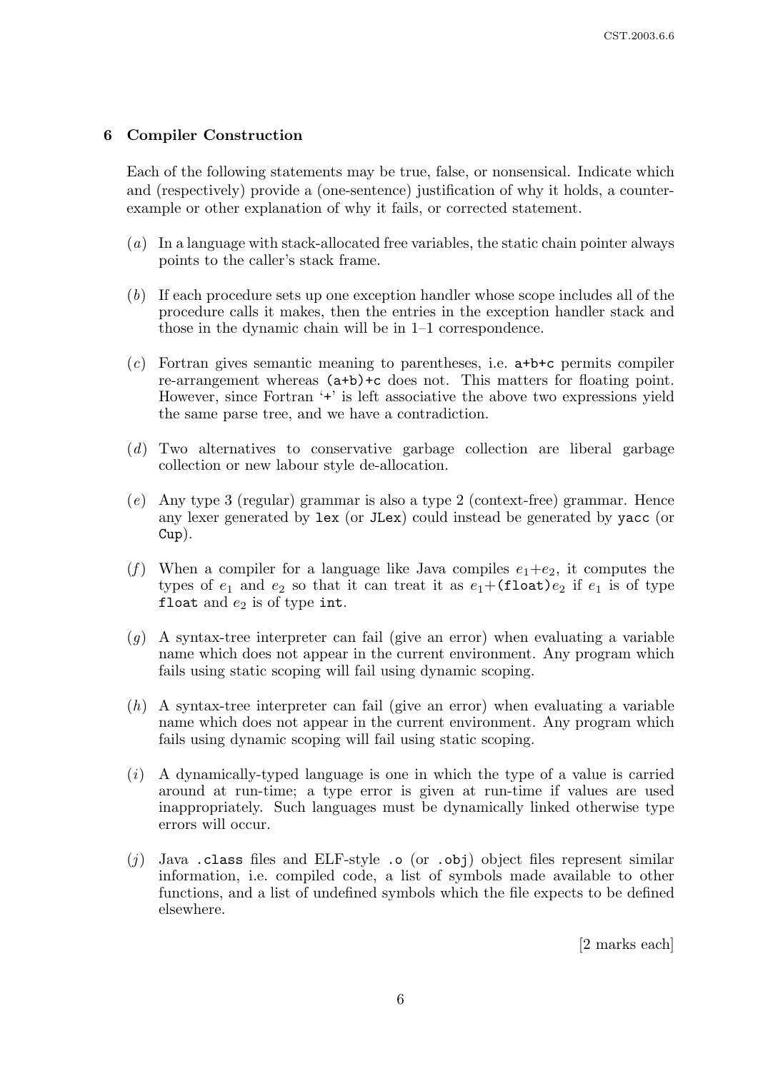## 6 Compiler Construction

Each of the following statements may be true, false, or nonsensical. Indicate which and (respectively) provide a (one-sentence) justification of why it holds, a counter-example or other explanation of why it fails, or corrected statement.

(*a*) In a language with stack-allocated free variables, the static chain pointer always points to the caller's stack frame.

(*b*) If each procedure sets up one exception handler whose scope includes all of the procedure calls it makes, then the entries in the exception handler stack and those in the dynamic chain will be in 1–1 correspondence.

(*c*) Fortran gives semantic meaning to parentheses, i.e. `a+b+c` permits compiler re-arrangement whereas `(a+b)+c` does not. This matters for floating point. However, since Fortran '`+`' is left associative the above two expressions yield the same parse tree, and we have a contradiction.

(*d*) Two alternatives to conservative garbage collection are liberal garbage collection or new labour style de-allocation.

(*e*) Any type 3 (regular) grammar is also a type 2 (context-free) grammar. Hence any lexer generated by `lex` (or `JLex`) could instead be generated by `yacc` (or `Cup`).

(*f*) When a compiler for a language like Java compiles $e_1$+$e_2$, it computes the types of $e_1$ and $e_2$ so that it can treat it as $e_1$+`(float)`$e_2$ if $e_1$ is of type `float` and $e_2$ is of type `int`.

(*g*) A syntax-tree interpreter can fail (give an error) when evaluating a variable name which does not appear in the current environment. Any program which fails using static scoping will fail using dynamic scoping.

(*h*) A syntax-tree interpreter can fail (give an error) when evaluating a variable name which does not appear in the current environment. Any program which fails using dynamic scoping will fail using static scoping.

(*i*) A dynamically-typed language is one in which the type of a value is carried around at run-time; a type error is given at run-time if values are used inappropriately. Such languages must be dynamically linked otherwise type errors will occur.

(*j*) Java `.class` files and ELF-style `.o` (or `.obj`) object files represent similar information, i.e. compiled code, a list of symbols made available to other functions, and a list of undefined symbols which the file expects to be defined elsewhere.

[2 marks each]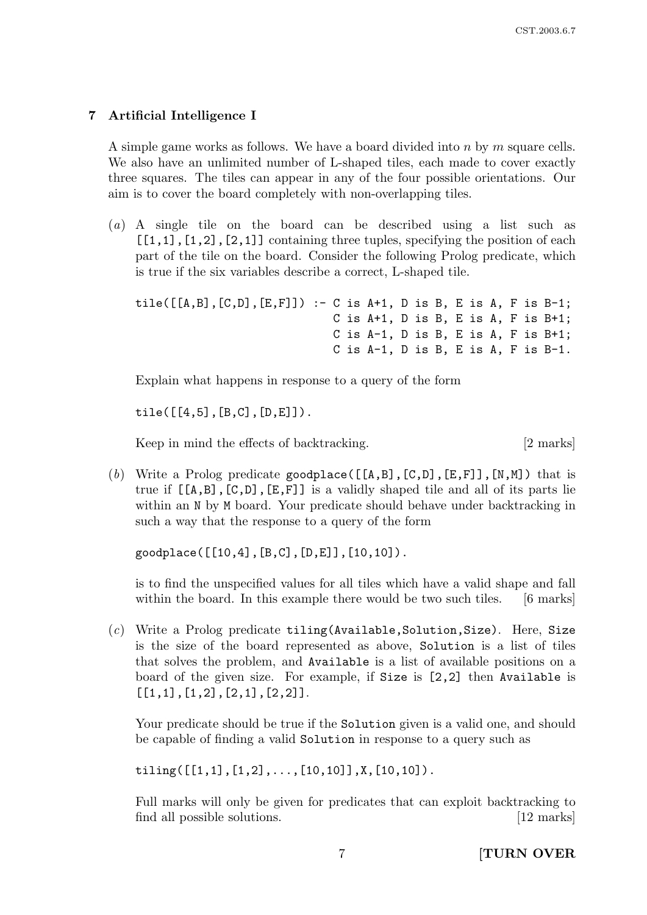## 7 Artificial Intelligence I

A simple game works as follows. We have a board divided into $n$ by $m$ square cells. We also have an unlimited number of L-shaped tiles, each made to cover exactly three squares. The tiles can appear in any of the four possible orientations. Our aim is to cover the board completely with non-overlapping tiles.

(*a*) A single tile on the board can be described using a list such as `[[1,1],[1,2],[2,1]]` containing three tuples, specifying the position of each part of the tile on the board. Consider the following Prolog predicate, which is true if the six variables describe a correct, L-shaped tile.

```
tile([[A,B],[C,D],[E,F]]) :- C is A+1, D is B, E is A, F is B-1;
                             C is A+1, D is B, E is A, F is B+1;
                             C is A-1, D is B, E is A, F is B+1;
                             C is A-1, D is B, E is A, F is B-1.
```

Explain what happens in response to a query of the form

```
tile([[4,5],[B,C],[D,E]]).
```

Keep in mind the effects of backtracking. [2 marks]

(*b*) Write a Prolog predicate `goodplace([[A,B],[C,D],[E,F]],[N,M])` that is true if `[[A,B],[C,D],[E,F]]` is a validly shaped tile and all of its parts lie within an `N` by `M` board. Your predicate should behave under backtracking in such a way that the response to a query of the form

```
goodplace([[10,4],[B,C],[D,E]],[10,10]).
```

is to find the unspecified values for all tiles which have a valid shape and fall within the board. In this example there would be two such tiles. [6 marks]

(*c*) Write a Prolog predicate `tiling(Available,Solution,Size)`. Here, `Size` is the size of the board represented as above, `Solution` is a list of tiles that solves the problem, and `Available` is a list of available positions on a board of the given size. For example, if `Size` is `[2,2]` then `Available` is `[[1,1],[1,2],[2,1],[2,2]]`.

Your predicate should be true if the `Solution` given is a valid one, and should be capable of finding a valid `Solution` in response to a query such as

```
tiling([[1,1],[1,2],...,[10,10]],X,[10,10]).
```

Full marks will only be given for predicates that can exploit backtracking to find all possible solutions. [12 marks]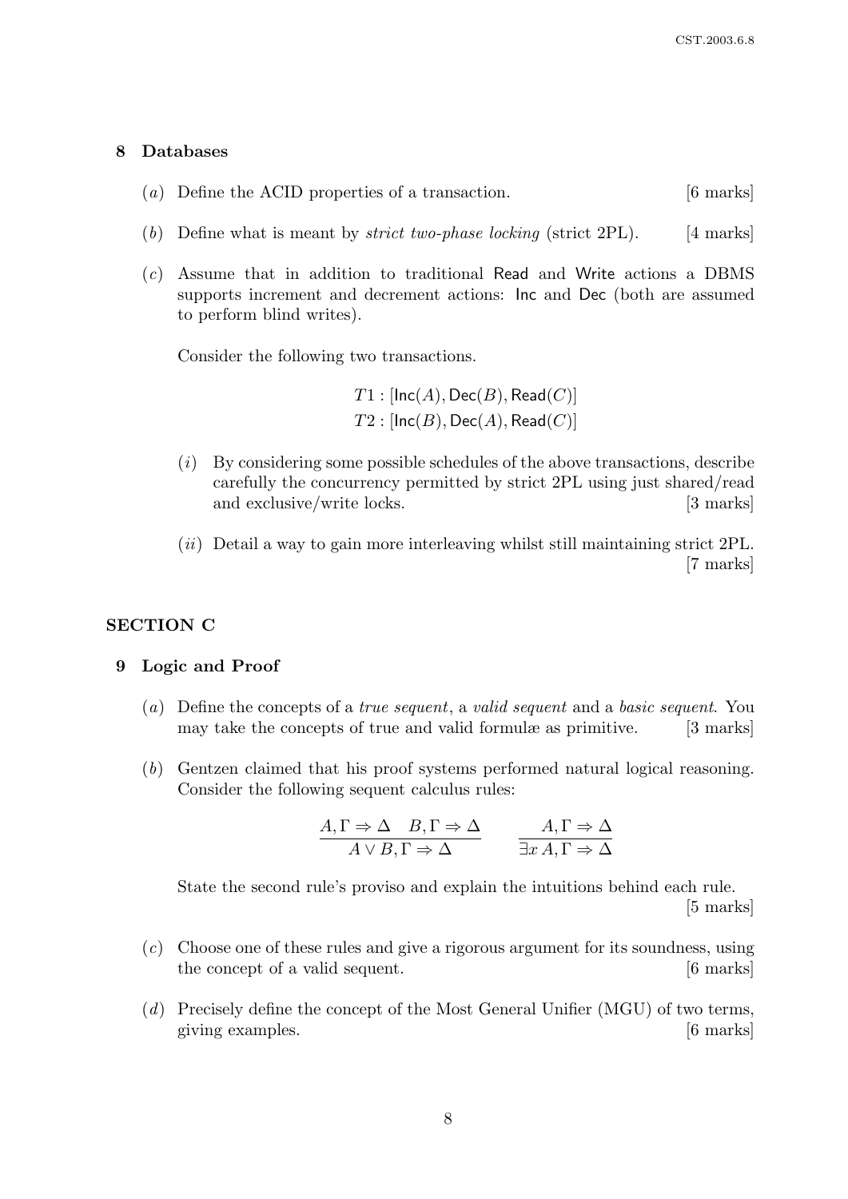## 8 Databases

(*a*) Define the ACID properties of a transaction. [6 marks]

(*b*) Define what is meant by *strict two-phase locking* (strict 2PL). [4 marks]

(*c*) Assume that in addition to traditional Read and Write actions a DBMS supports increment and decrement actions: Inc and Dec (both are assumed to perform blind writes).

Consider the following two transactions.

$$T1 : [\mathsf{Inc}(A), \mathsf{Dec}(B), \mathsf{Read}(C)]$$
$$T2 : [\mathsf{Inc}(B), \mathsf{Dec}(A), \mathsf{Read}(C)]$$

(*i*) By considering some possible schedules of the above transactions, describe carefully the concurrency permitted by strict 2PL using just shared/read and exclusive/write locks. [3 marks]

(*ii*) Detail a way to gain more interleaving whilst still maintaining strict 2PL. [7 marks]

# SECTION C

## 9 Logic and Proof

(*a*) Define the concepts of a *true sequent*, a *valid sequent* and a *basic sequent*. You may take the concepts of true and valid formulæ as primitive. [3 marks]

(*b*) Gentzen claimed that his proof systems performed natural logical reasoning. Consider the following sequent calculus rules:

$$\frac{A, \Gamma \Rightarrow \Delta \quad B, \Gamma \Rightarrow \Delta}{A \vee B, \Gamma \Rightarrow \Delta} \qquad \frac{A, \Gamma \Rightarrow \Delta}{\exists x\, A, \Gamma \Rightarrow \Delta}$$

State the second rule's proviso and explain the intuitions behind each rule. [5 marks]

(*c*) Choose one of these rules and give a rigorous argument for its soundness, using the concept of a valid sequent. [6 marks]

(*d*) Precisely define the concept of the Most General Unifier (MGU) of two terms, giving examples. [6 marks]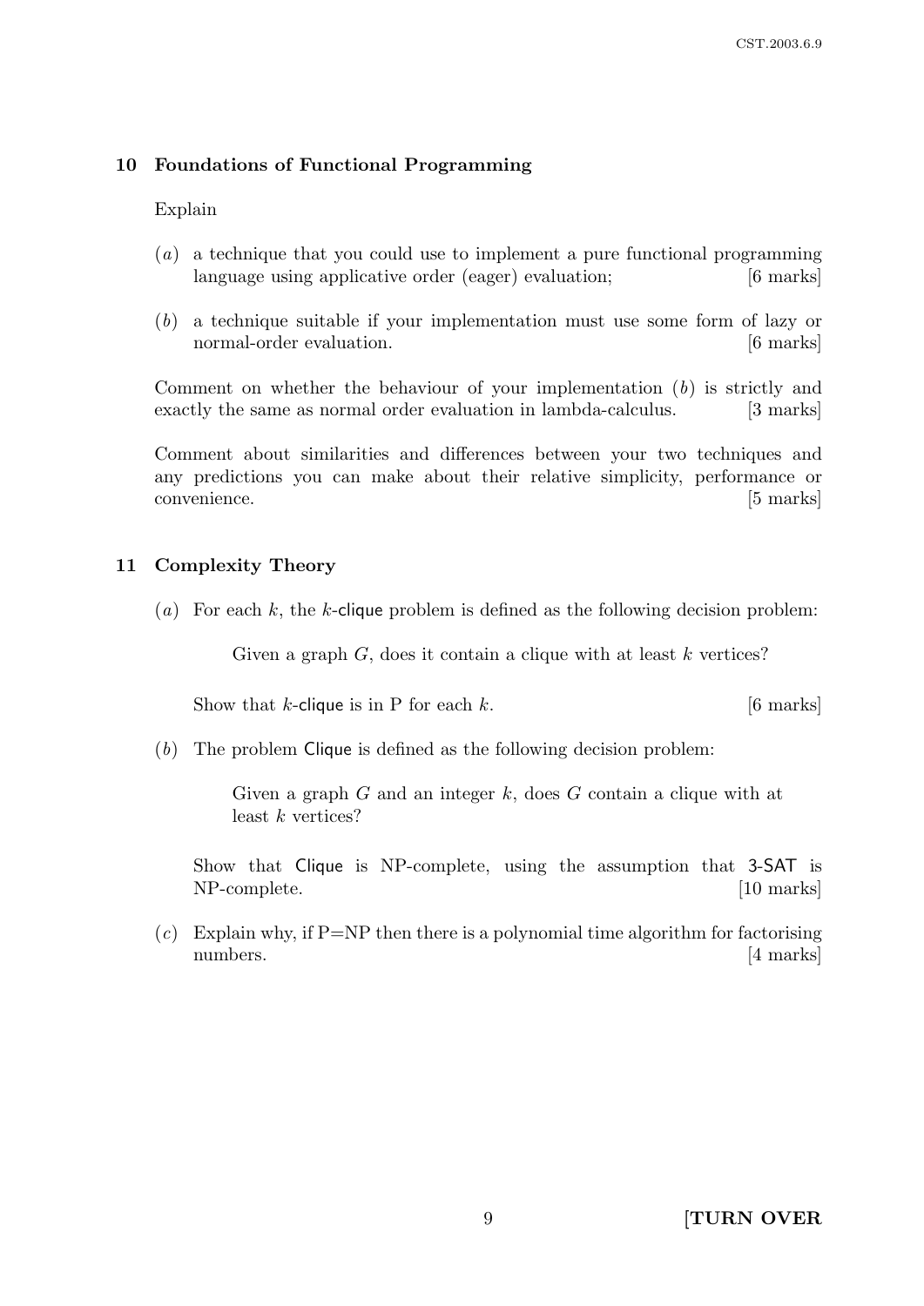## 10 Foundations of Functional Programming

Explain

(*a*) a technique that you could use to implement a pure functional programming language using applicative order (eager) evaluation; [6 marks]

(*b*) a technique suitable if your implementation must use some form of lazy or normal-order evaluation. [6 marks]

Comment on whether the behaviour of your implementation (*b*) is strictly and exactly the same as normal order evaluation in lambda-calculus. [3 marks]

Comment about similarities and differences between your two techniques and any predictions you can make about their relative simplicity, performance or convenience. [5 marks]

## 11 Complexity Theory

(*a*) For each $k$, the $k$-clique problem is defined as the following decision problem:

> Given a graph $G$, does it contain a clique with at least $k$ vertices?

Show that $k$-clique is in P for each $k$. [6 marks]

(*b*) The problem Clique is defined as the following decision problem:

> Given a graph $G$ and an integer $k$, does $G$ contain a clique with at least $k$ vertices?

Show that Clique is NP-complete, using the assumption that 3-SAT is NP-complete. [10 marks]

(*c*) Explain why, if P=NP then there is a polynomial time algorithm for factorising numbers. [4 marks]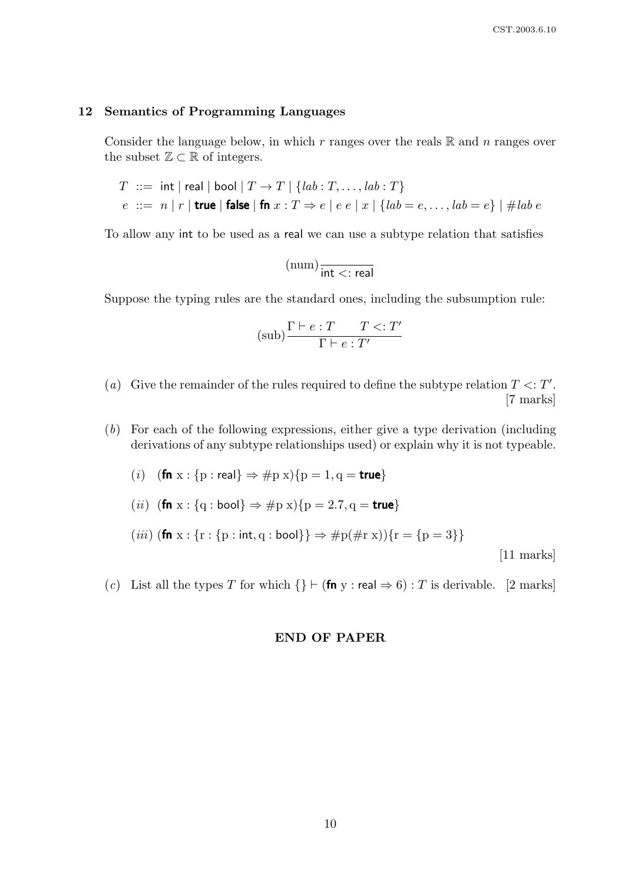## 12 Semantics of Programming Languages

Consider the language below, in which $r$ ranges over the reals $\mathbb{R}$ and $n$ ranges over the subset $\mathbb{Z} \subset \mathbb{R}$ of integers.

$$T \ ::= \ \mathsf{int} \mid \mathsf{real} \mid \mathsf{bool} \mid T \to T \mid \{lab : T, \ldots, lab : T\}$$

$$e \ ::= \ n \mid r \mid \textbf{true} \mid \textbf{false} \mid \textbf{fn}\ x : T \Rightarrow e \mid e\ e \mid x \mid \{lab = e, \ldots, lab = e\} \mid \#lab\ e$$

To allow any int to be used as a real we can use a subtype relation that satisfies

$$(\text{num})\frac{}{\mathsf{int} <: \mathsf{real}}$$

Suppose the typing rules are the standard ones, including the subsumption rule:

$$(\text{sub})\frac{\Gamma \vdash e : T \qquad T <: T'}{\Gamma \vdash e : T'}$$

(*a*) Give the remainder of the rules required to define the subtype relation $T <: T'$. [7 marks]

(*b*) For each of the following expressions, either give a type derivation (including derivations of any subtype relationships used) or explain why it is not typeable.

(*i*) $(\textbf{fn}\ \mathrm{x} : \{\mathrm{p} : \mathsf{real}\} \Rightarrow \#\mathrm{p}\ \mathrm{x})\{\mathrm{p} = 1, \mathrm{q} = \textbf{true}\}$

(*ii*) $(\textbf{fn}\ \mathrm{x} : \{\mathrm{q} : \mathsf{bool}\} \Rightarrow \#\mathrm{p}\ \mathrm{x})\{\mathrm{p} = 2.7, \mathrm{q} = \textbf{true}\}$

(*iii*) $(\textbf{fn}\ \mathrm{x} : \{\mathrm{r} : \{\mathrm{p} : \mathsf{int}, \mathrm{q} : \mathsf{bool}\}\} \Rightarrow \#\mathrm{p}(\#\mathrm{r}\ \mathrm{x}))\{\mathrm{r} = \{\mathrm{p} = 3\}\}$

[11 marks]

(*c*) List all the types $T$ for which $\{\} \vdash (\textbf{fn}\ \mathrm{y} : \mathsf{real} \Rightarrow 6) : T$ is derivable. [2 marks]

**END OF PAPER**